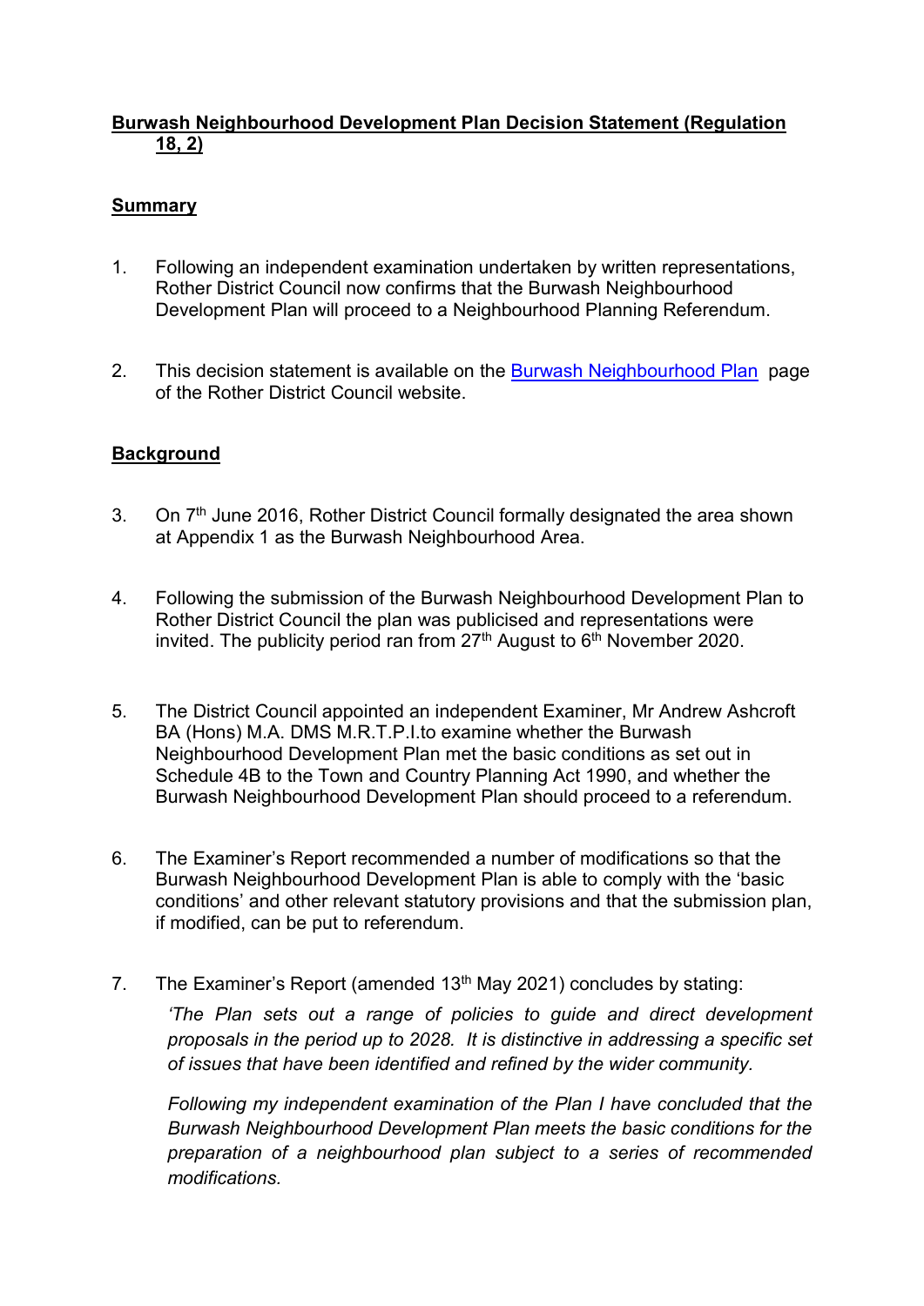**Burwash Neighbourhood Development Plan Decision Statement (Regulation 18, 2)**

**Summary**

1. Following an independent examination undertaken by written representations, Rother District Council now confirms that the Burwash Neighbourhood Development Plan will proceed to a Neighbourhood Planning Referendum.

2. This decision statement is available on the [Burwash Neighbourhood Plan](Burwash Neighbourhood Plan) page of the Rother District Council website.

**Background**

3. On 7th June 2016, Rother District Council formally designated the area shown at Appendix 1 as the Burwash Neighbourhood Area.

4. Following the submission of the Burwash Neighbourhood Development Plan to Rother District Council the plan was publicised and representations were invited. The publicity period ran from 27th August to 6th November 2020.

5. The District Council appointed an independent Examiner, Mr Andrew Ashcroft BA (Hons) M.A. DMS M.R.T.P.I.to examine whether the Burwash Neighbourhood Development Plan met the basic conditions as set out in Schedule 4B to the Town and Country Planning Act 1990, and whether the Burwash Neighbourhood Development Plan should proceed to a referendum.

6. The Examiner's Report recommended a number of modifications so that the Burwash Neighbourhood Development Plan is able to comply with the 'basic conditions' and other relevant statutory provisions and that the submission plan, if modified, can be put to referendum.

7. The Examiner's Report (amended 13th May 2021) concludes by stating:

   *'The Plan sets out a range of policies to guide and direct development proposals in the period up to 2028. It is distinctive in addressing a specific set of issues that have been identified and refined by the wider community.*

   *Following my independent examination of the Plan I have concluded that the Burwash Neighbourhood Development Plan meets the basic conditions for the preparation of a neighbourhood plan subject to a series of recommended modifications.*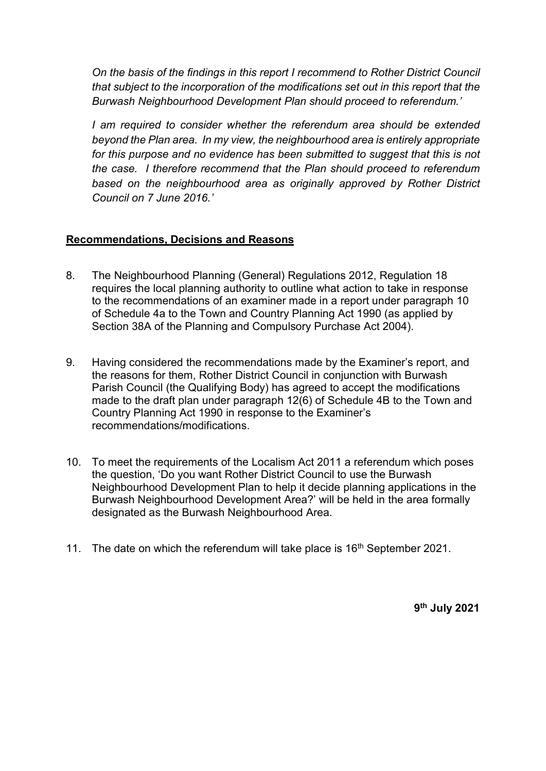*On the basis of the findings in this report I recommend to Rother District Council that subject to the incorporation of the modifications set out in this report that the Burwash Neighbourhood Development Plan should proceed to referendum.'*

*I am required to consider whether the referendum area should be extended beyond the Plan area. In my view, the neighbourhood area is entirely appropriate for this purpose and no evidence has been submitted to suggest that this is not the case. I therefore recommend that the Plan should proceed to referendum based on the neighbourhood area as originally approved by Rother District Council on 7 June 2016.'*

## Recommendations, Decisions and Reasons

8. The Neighbourhood Planning (General) Regulations 2012, Regulation 18 requires the local planning authority to outline what action to take in response to the recommendations of an examiner made in a report under paragraph 10 of Schedule 4a to the Town and Country Planning Act 1990 (as applied by Section 38A of the Planning and Compulsory Purchase Act 2004).

9. Having considered the recommendations made by the Examiner's report, and the reasons for them, Rother District Council in conjunction with Burwash Parish Council (the Qualifying Body) has agreed to accept the modifications made to the draft plan under paragraph 12(6) of Schedule 4B to the Town and Country Planning Act 1990 in response to the Examiner's recommendations/modifications.

10. To meet the requirements of the Localism Act 2011 a referendum which poses the question, 'Do you want Rother District Council to use the Burwash Neighbourhood Development Plan to help it decide planning applications in the Burwash Neighbourhood Development Area?' will be held in the area formally designated as the Burwash Neighbourhood Area.

11. The date on which the referendum will take place is 16th September 2021.

**9th July 2021**